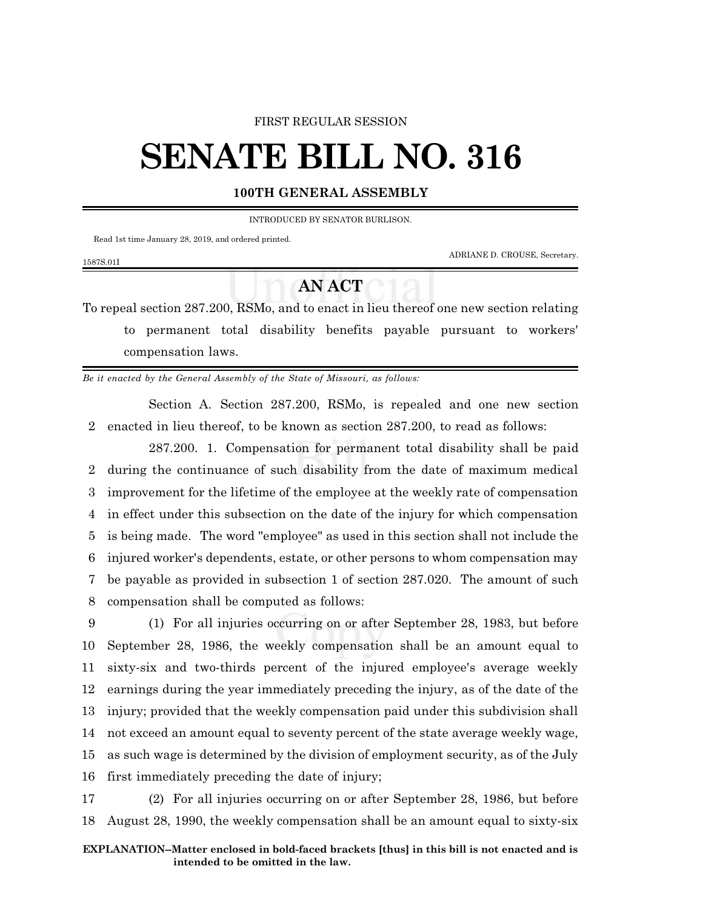FIRST REGULAR SESSION

# SENATE BILL NO. 316

## 100TH GENERAL ASSEMBLY

INTRODUCED BY SENATOR BURLISON.

Read 1st time January 28, 2019, and ordered printed.

ADRIANE D. CROUSE, Secretary.

1587S.01I

## AN ACT

To repeal section 287.200, RSMo, and to enact in lieu thereof one new section relating to permanent total disability benefits payable pursuant to workers' compensation laws.

*Be it enacted by the General Assembly of the State of Missouri, as follows:*

Section A. Section 287.200, RSMo, is repealed and one new section enacted in lieu thereof, to be known as section 287.200, to read as follows:

287.200. 1. Compensation for permanent total disability shall be paid during the continuance of such disability from the date of maximum medical improvement for the lifetime of the employee at the weekly rate of compensation in effect under this subsection on the date of the injury for which compensation is being made. The word "employee" as used in this section shall not include the injured worker's dependents, estate, or other persons to whom compensation may be payable as provided in subsection 1 of section 287.020. The amount of such compensation shall be computed as follows:

(1) For all injuries occurring on or after September 28, 1983, but before September 28, 1986, the weekly compensation shall be an amount equal to sixty-six and two-thirds percent of the injured employee's average weekly earnings during the year immediately preceding the injury, as of the date of the injury; provided that the weekly compensation paid under this subdivision shall not exceed an amount equal to seventy percent of the state average weekly wage, as such wage is determined by the division of employment security, as of the July first immediately preceding the date of injury;

(2) For all injuries occurring on or after September 28, 1986, but before August 28, 1990, the weekly compensation shall be an amount equal to sixty-six

**EXPLANATION–Matter enclosed in bold-faced brackets [thus] in this bill is not enacted and is intended to be omitted in the law.**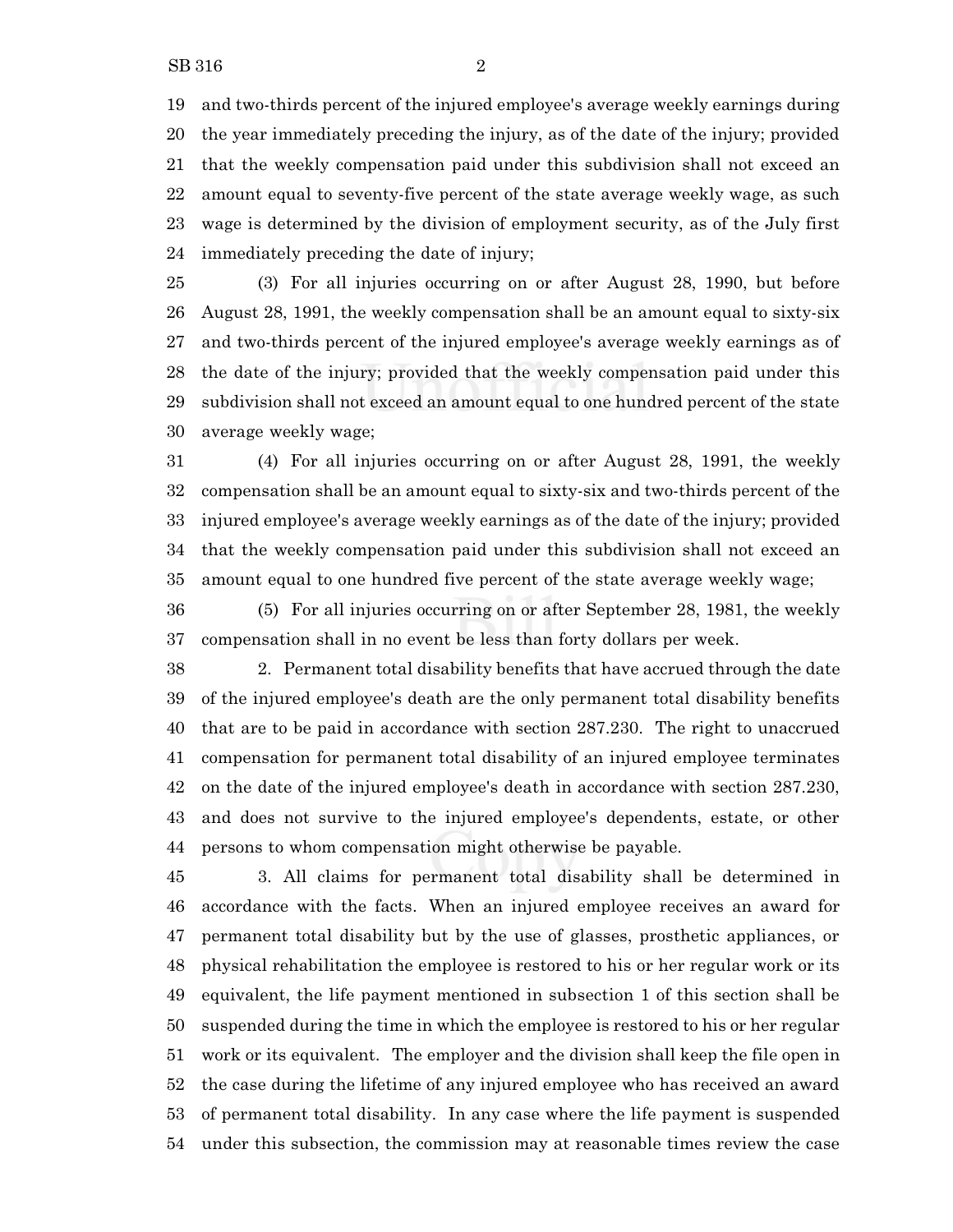and two-thirds percent of the injured employee's average weekly earnings during the year immediately preceding the injury, as of the date of the injury; provided that the weekly compensation paid under this subdivision shall not exceed an amount equal to seventy-five percent of the state average weekly wage, as such wage is determined by the division of employment security, as of the July first immediately preceding the date of injury;

(3) For all injuries occurring on or after August 28, 1990, but before August 28, 1991, the weekly compensation shall be an amount equal to sixty-six and two-thirds percent of the injured employee's average weekly earnings as of the date of the injury; provided that the weekly compensation paid under this subdivision shall not exceed an amount equal to one hundred percent of the state average weekly wage;

(4) For all injuries occurring on or after August 28, 1991, the weekly compensation shall be an amount equal to sixty-six and two-thirds percent of the injured employee's average weekly earnings as of the date of the injury; provided that the weekly compensation paid under this subdivision shall not exceed an amount equal to one hundred five percent of the state average weekly wage;

(5) For all injuries occurring on or after September 28, 1981, the weekly compensation shall in no event be less than forty dollars per week.

2. Permanent total disability benefits that have accrued through the date of the injured employee's death are the only permanent total disability benefits that are to be paid in accordance with section 287.230. The right to unaccrued compensation for permanent total disability of an injured employee terminates on the date of the injured employee's death in accordance with section 287.230, and does not survive to the injured employee's dependents, estate, or other persons to whom compensation might otherwise be payable.

3. All claims for permanent total disability shall be determined in accordance with the facts. When an injured employee receives an award for permanent total disability but by the use of glasses, prosthetic appliances, or physical rehabilitation the employee is restored to his or her regular work or its equivalent, the life payment mentioned in subsection 1 of this section shall be suspended during the time in which the employee is restored to his or her regular work or its equivalent. The employer and the division shall keep the file open in the case during the lifetime of any injured employee who has received an award of permanent total disability. In any case where the life payment is suspended under this subsection, the commission may at reasonable times review the case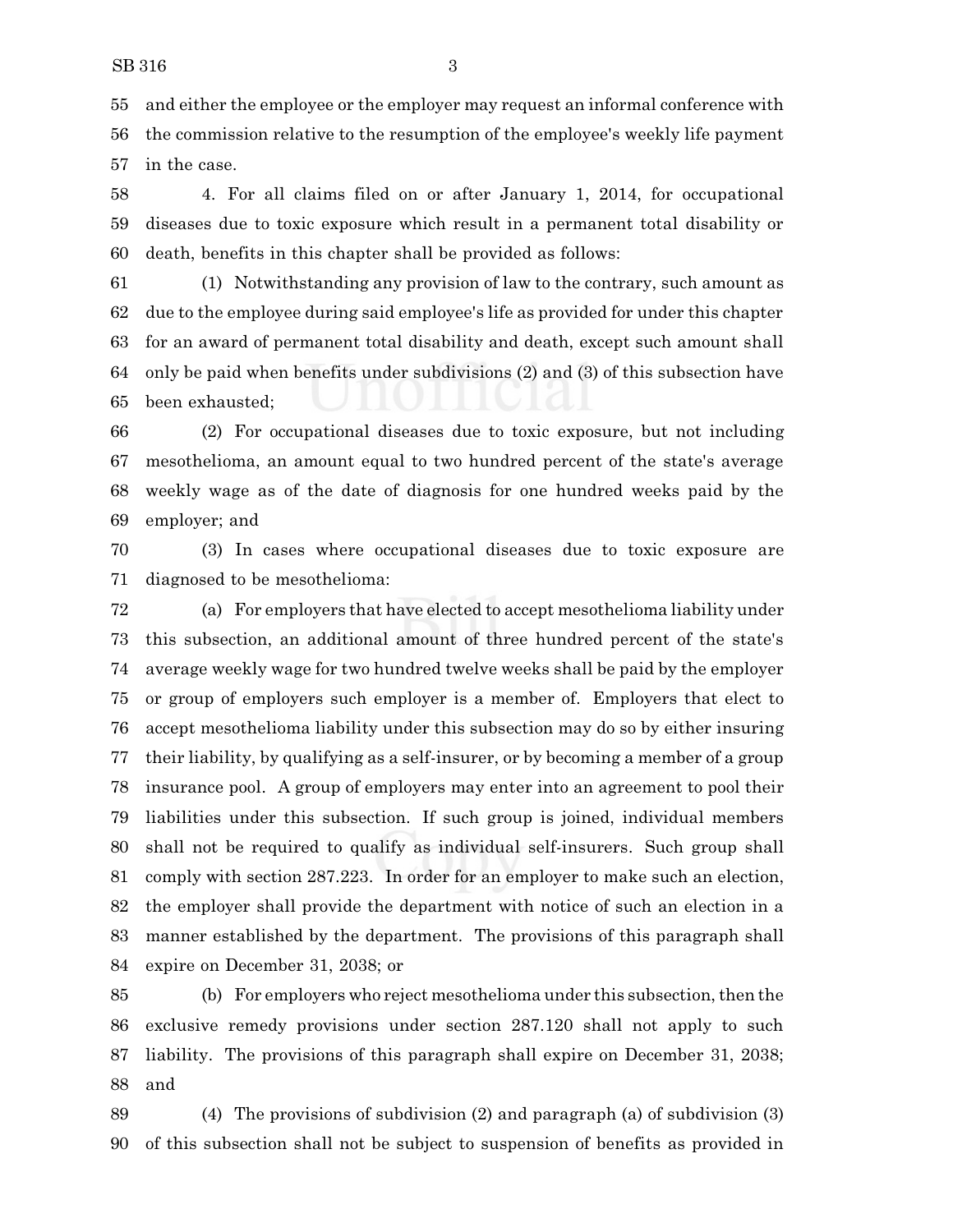and either the employee or the employer may request an informal conference with the commission relative to the resumption of the employee's weekly life payment in the case.

4. For all claims filed on or after January 1, 2014, for occupational diseases due to toxic exposure which result in a permanent total disability or death, benefits in this chapter shall be provided as follows:

(1) Notwithstanding any provision of law to the contrary, such amount as due to the employee during said employee's life as provided for under this chapter for an award of permanent total disability and death, except such amount shall only be paid when benefits under subdivisions (2) and (3) of this subsection have been exhausted;

(2) For occupational diseases due to toxic exposure, but not including mesothelioma, an amount equal to two hundred percent of the state's average weekly wage as of the date of diagnosis for one hundred weeks paid by the employer; and

(3) In cases where occupational diseases due to toxic exposure are diagnosed to be mesothelioma:

(a) For employers that have elected to accept mesothelioma liability under this subsection, an additional amount of three hundred percent of the state's average weekly wage for two hundred twelve weeks shall be paid by the employer or group of employers such employer is a member of. Employers that elect to accept mesothelioma liability under this subsection may do so by either insuring their liability, by qualifying as a self-insurer, or by becoming a member of a group insurance pool. A group of employers may enter into an agreement to pool their liabilities under this subsection. If such group is joined, individual members shall not be required to qualify as individual self-insurers. Such group shall comply with section 287.223. In order for an employer to make such an election, the employer shall provide the department with notice of such an election in a manner established by the department. The provisions of this paragraph shall expire on December 31, 2038; or

(b) For employers who reject mesothelioma under this subsection, then the exclusive remedy provisions under section 287.120 shall not apply to such liability. The provisions of this paragraph shall expire on December 31, 2038; and

(4) The provisions of subdivision (2) and paragraph (a) of subdivision (3) of this subsection shall not be subject to suspension of benefits as provided in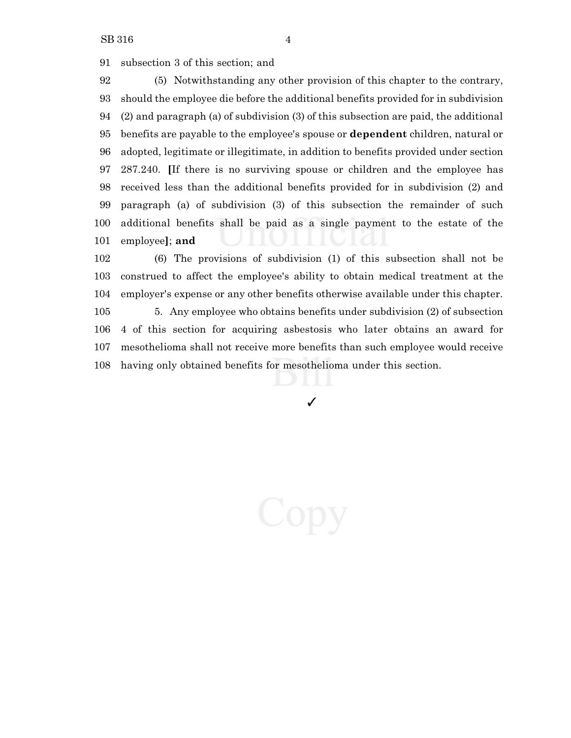91 subsection 3 of this section; and

92 (5) Notwithstanding any other provision of this chapter to the contrary, 93 should the employee die before the additional benefits provided for in subdivision 94 (2) and paragraph (a) of subdivision (3) of this subsection are paid, the additional 95 benefits are payable to the employee's spouse or **dependent** children, natural or 96 adopted, legitimate or illegitimate, in addition to benefits provided under section 97 287.240. **[**If there is no surviving spouse or children and the employee has 98 received less than the additional benefits provided for in subdivision (2) and 99 paragraph (a) of subdivision (3) of this subsection the remainder of such 100 additional benefits shall be paid as a single payment to the estate of the 101 employee**]**; **and**

102 (6) The provisions of subdivision (1) of this subsection shall not be 103 construed to affect the employee's ability to obtain medical treatment at the 104 employer's expense or any other benefits otherwise available under this chapter.

105 5. Any employee who obtains benefits under subdivision (2) of subsection 106 4 of this section for acquiring asbestosis who later obtains an award for 107 mesothelioma shall not receive more benefits than such employee would receive 108 having only obtained benefits for mesothelioma under this section.

✓